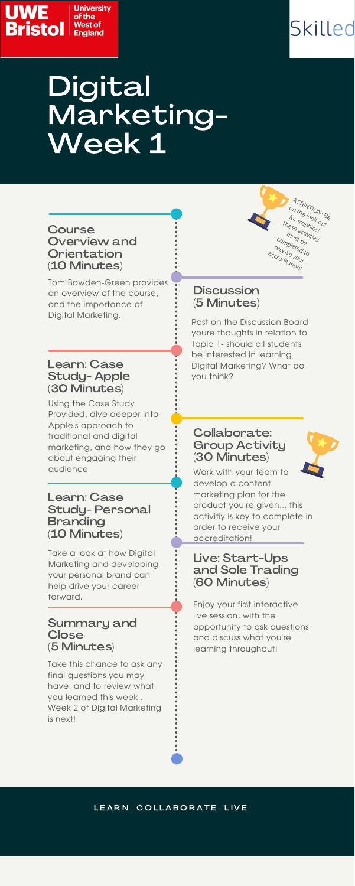UWE Bristol | University of the West of England

Skilled

# Digital Marketing- Week 1

### Course Overview and Orientation (10 Minutes)

Tom Bowden-Green provides an overview of the course, and the importance of Digital Marketing.

ATTENTION: Be on the look-out for trophies! These activities must be completed to receive your accreditation!

### Discussion (5 Minutes)

Post on the Discussion Board youre thoughts in relation to Topic 1- should all students be interested in learning Digital Marketing? What do you think?

### Learn: Case Study- Apple (30 Minutes)

Using the Case Study Provided, dive deeper into Apple's approach to traditional and digital marketing, and how they go about engaging their audience

### Collaborate: Group Activity (30 Minutes)

Work with your team to develop a content marketing plan for the product you're given... this activitiy is key to complete in order to receive your accreditation!

### Learn: Case Study- Personal Branding (10 Minutes)

Take a look at how Digital Marketing and developing your personal brand can help drive your career forward.

### Live: Start-Ups and Sole Trading (60 Minutes)

Enjoy your first interactive live session, with the opportunity to ask questions and discuss what you're learning throughout!

### Summary and Close (5 Minutes)

Take this chance to ask any final questions you may have, and to review what you learned this week.. Week 2 of Digital Marketing is next!

LEARN. COLLABORATE. LIVE.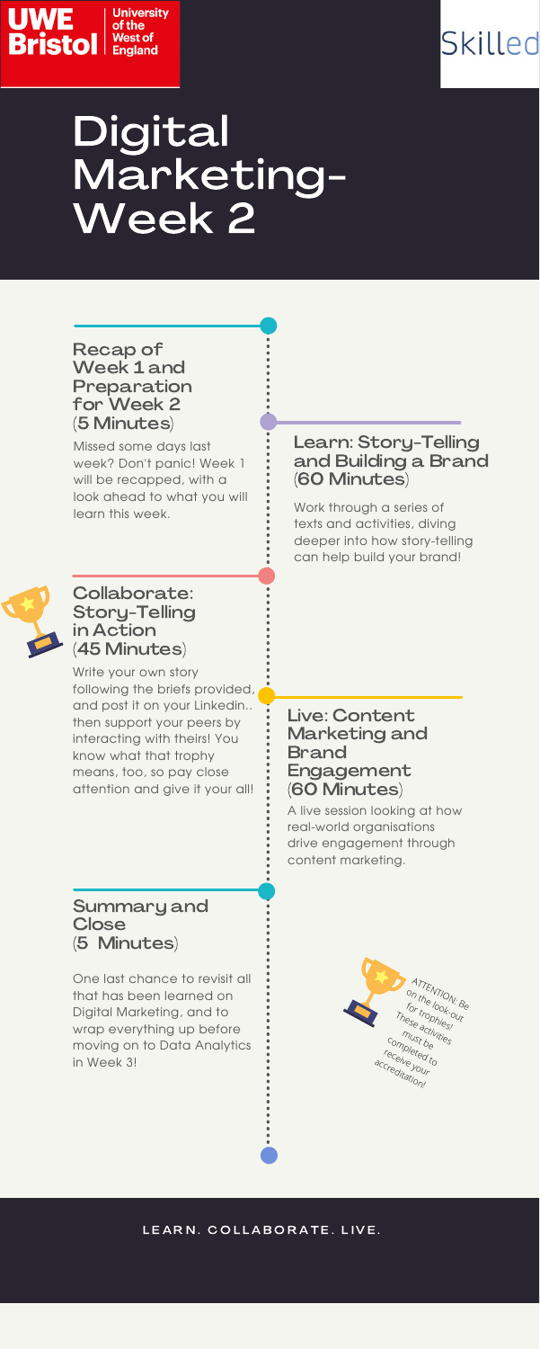UWE Bristol | University of the West of England

Skilled

# Digital Marketing- Week 2

### Recap of Week 1 and Preparation for Week 2 (5 Minutes)

Missed some days last week? Don't panic! Week 1 will be recapped, with a look ahead to what you will learn this week.

### Learn: Story-Telling and Building a Brand (60 Minutes)

Work through a series of texts and activities, diving deeper into how story-telling can help build your brand!

### Collaborate: Story-Telling in Action (45 Minutes)

Write your own story following the briefs provided, and post it on your Linkedin.. then support your peers by interacting with theirs! You know what that trophy means, too, so pay close attention and give it your all!

### Live: Content Marketing and Brand Engagement (60 Minutes)

A live session looking at how real-world organisations drive engagement through content marketing.

### Summary and Close (5 Minutes)

One last chance to revisit all that has been learned on Digital Marketing, and to wrap everything up before moving on to Data Analytics in Week 3!

ATTENTION: Be on the look-out for trophies! These activities must be completed to receive your accreditation!

LEARN. COLLABORATE. LIVE.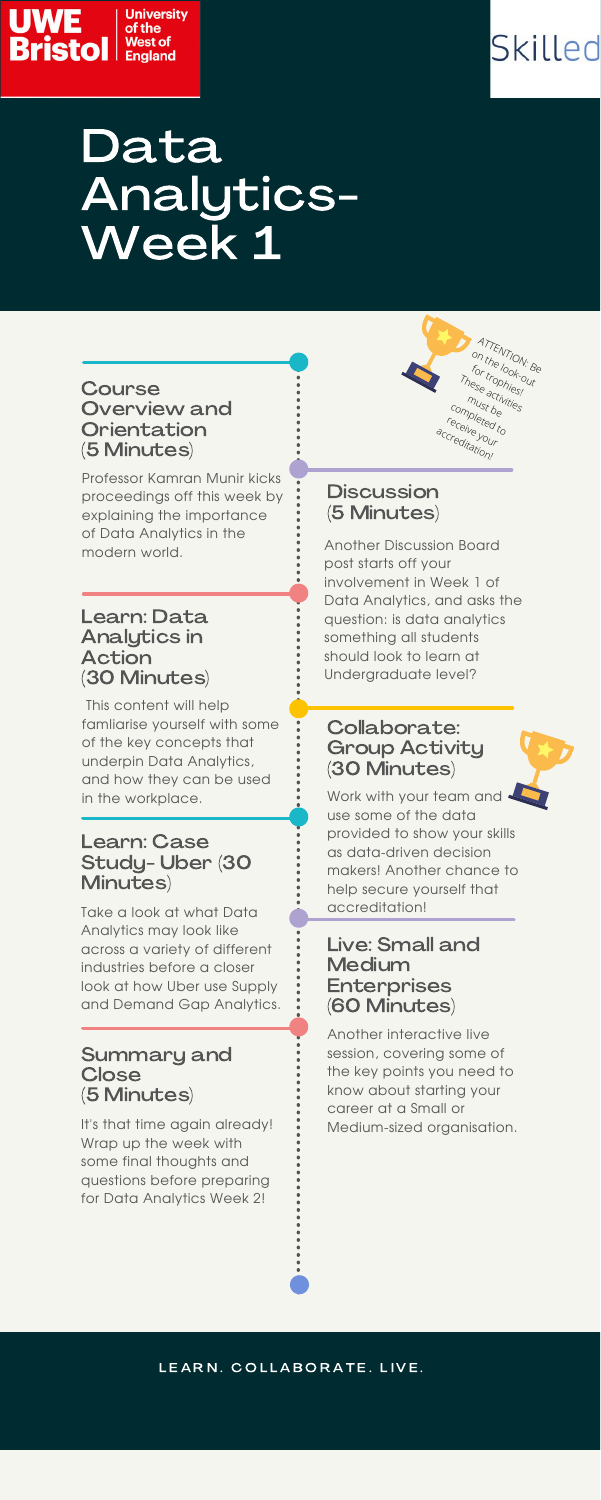UWE Bristol | University of the West of England

Skilled

# Data Analytics- Week 1

### Course Overview and Orientation (5 Minutes)

Professor Kamran Munir kicks proceedings off this week by explaining the importance of Data Analytics in the modern world.

### Learn: Data Analytics in Action (30 Minutes)

This content will help famliarise yourself with some of the key concepts that underpin Data Analytics, and how they can be used in the workplace.

### Learn: Case Study- Uber (30 Minutes)

Take a look at what Data Analytics may look like across a variety of different industries before a closer look at how Uber use Supply and Demand Gap Analytics.

### Summary and Close (5 Minutes)

It's that time again already! Wrap up the week with some final thoughts and questions before preparing for Data Analytics Week 2!

ATTENTION: Be on the look-out for trophies! These activities must be completed to receive your accreditation!

### Discussion (5 Minutes)

Another Discussion Board post starts off your involvement in Week 1 of Data Analytics, and asks the question: is data analytics something all students should look to learn at Undergraduate level?

### Collaborate: Group Activity (30 Minutes)

Work with your team and use some of the data provided to show your skills as data-driven decision makers! Another chance to help secure yourself that accreditation!

### Live: Small and Medium Enterprises (60 Minutes)

Another interactive live session, covering some of the key points you need to know about starting your career at a Small or Medium-sized organisation.

LEARN. COLLABORATE. LIVE.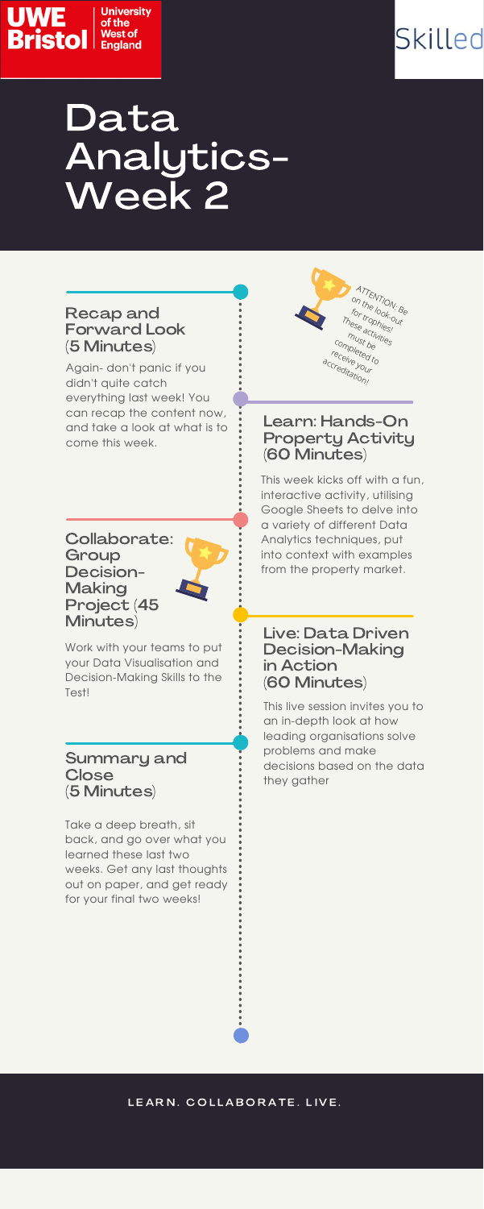# Data Analytics- Week 2

## Recap and Forward Look (5 Minutes)

Again- don't panic if you didn't quite catch everything last week! You can recap the content now, and take a look at what is to come this week.

ATTENTION: Be on the look-out for trophies! These activities must be completed to receive your accreditation!

## Learn: Hands-On Property Activity (60 Minutes)

This week kicks off with a fun, interactive activity, utilising Google Sheets to delve into a variety of different Data Analytics techniques, put into context with examples from the property market.

## Collaborate: Group Decision-Making Project (45 Minutes)

Work with your teams to put your Data Visualisation and Decision-Making Skills to the Test!

## Live: Data Driven Decision-Making in Action (60 Minutes)

This live session invites you to an in-depth look at how leading organisations solve problems and make decisions based on the data they gather

## Summary and Close (5 Minutes)

Take a deep breath, sit back, and go over what you learned these last two weeks. Get any last thoughts out on paper, and get ready for your final two weeks!

LEARN. COLLABORATE. LIVE.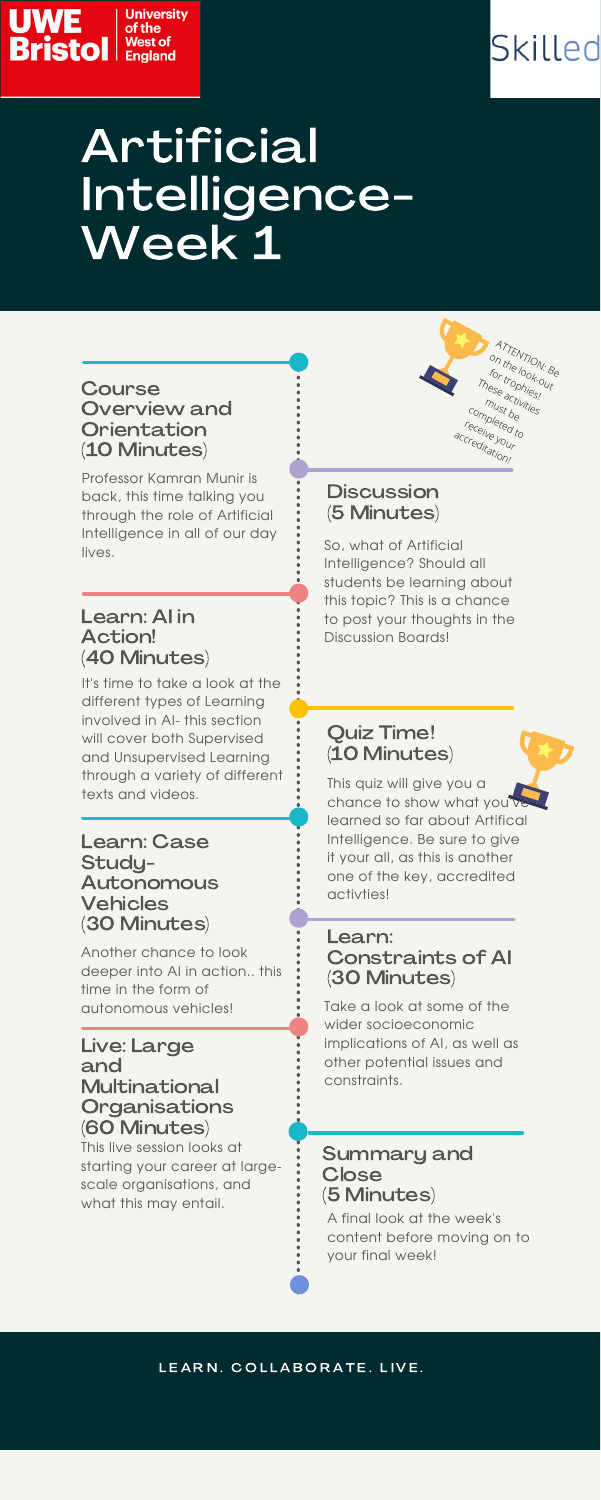UWE Bristol | University of the West of England

Skilled

# Artificial Intelligence- Week 1

### Course Overview and Orientation (10 Minutes)

Professor Kamran Munir is back, this time talking you through the role of Artificial Intelligence in all of our day lives.

ATTENTION: Be on the look-out for trophies! These activities must be completed to receive your accreditation!

### Discussion (5 Minutes)

So, what of Artificial Intelligence? Should all students be learning about this topic? This is a chance to post your thoughts in the Discussion Boards!

### Learn: AI in Action! (40 Minutes)

It's time to take a look at the different types of Learning involved in AI- this section will cover both Supervised and Unsupervised Learning through a variety of different texts and videos.

### Quiz Time! (10 Minutes)

This quiz will give you a chance to show what you've learned so far about Artifical Intelligence. Be sure to give it your all, as this is another one of the key, accredited activties!

### Learn: Case Study- Autonomous Vehicles (30 Minutes)

Another chance to look deeper into AI in action.. this time in the form of autonomous vehicles!

### Learn: Constraints of AI (30 Minutes)

Take a look at some of the wider socioeconomic implications of AI, as well as other potential issues and constraints.

### Live: Large and Multinational Organisations (60 Minutes)

This live session looks at starting your career at large-scale organisations, and what this may entail.

### Summary and Close (5 Minutes)

A final look at the week's content before moving on to your final week!

LEARN. COLLABORATE. LIVE.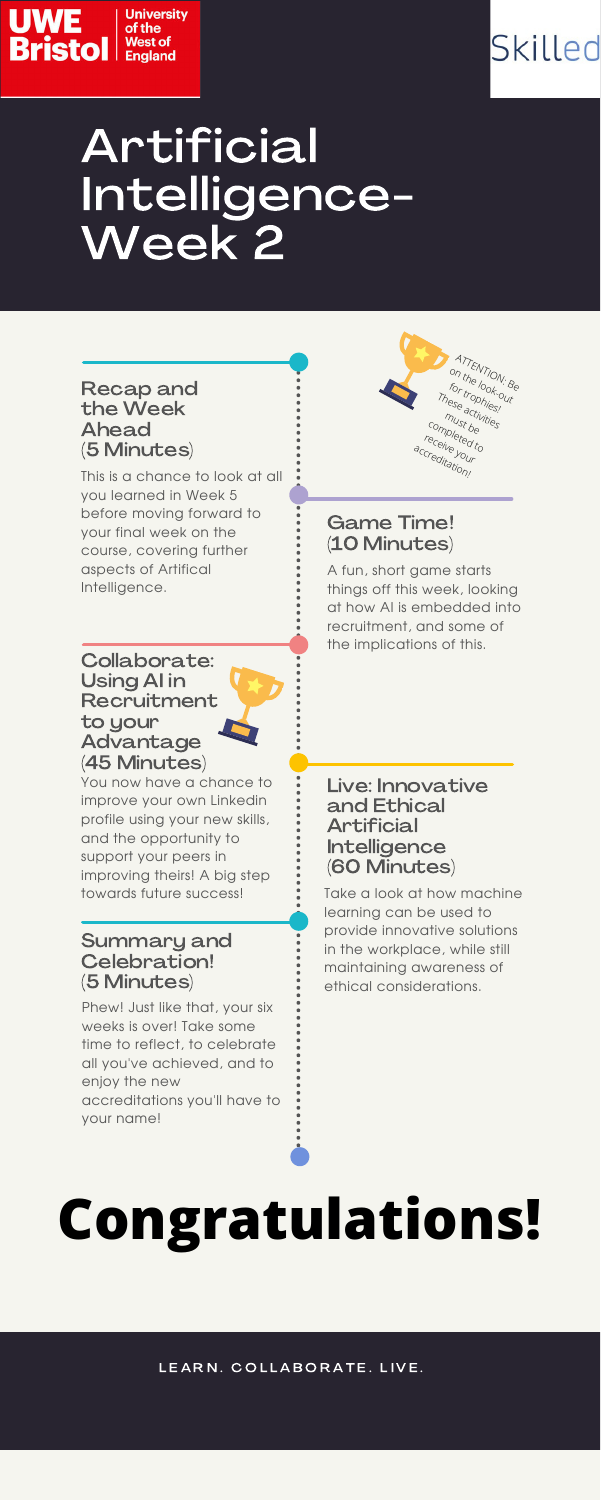UWE Bristol | University of the West of England

Skilled

# Artificial Intelligence- Week 2

### Recap and the Week Ahead (5 Minutes)

This is a chance to look at all you learned in Week 5 before moving forward to your final week on the course, covering further aspects of Artifical Intelligence.

ATTENTION: Be on the look-out for trophies! These activities must be completed to receive your accreditation!

### Game Time! (10 Minutes)

A fun, short game starts things off this week, looking at how AI is embedded into recruitment, and some of the implications of this.

### Collaborate: Using AI in Recruitment to your Advantage (45 Minutes)

You now have a chance to improve your own Linkedin profile using your new skills, and the opportunity to support your peers in improving theirs! A big step towards future success!

### Live: Innovative and Ethical Artificial Intelligence (60 Minutes)

Take a look at how machine learning can be used to provide innovative solutions in the workplace, while still maintaining awareness of ethical considerations.

### Summary and Celebration! (5 Minutes)

Phew! Just like that, your six weeks is over! Take some time to reflect, to celebrate all you've achieved, and to enjoy the new accreditations you'll have to your name!

# **Congratulations!**

LEARN. COLLABORATE. LIVE.